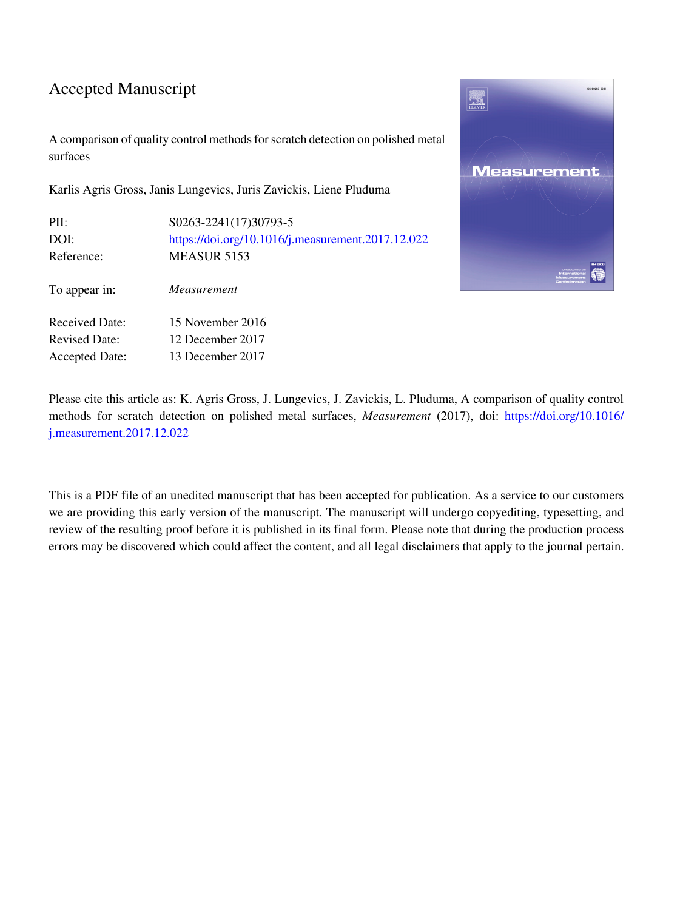# Accepted Manuscript

A comparison of quality control methods for scratch detection on polished metal surfaces

Karlis Agris Gross, Janis Lungevics, Juris Zavickis, Liene Pluduma

| | |
|---|---|
| PII: | S0263-2241(17)30793-5 |
| DOI: | https://doi.org/10.1016/j.measurement.2017.12.022 |
| Reference: | MEASUR 5153 |
| To appear in: | *Measurement* |
| Received Date: | 15 November 2016 |
| Revised Date: | 12 December 2017 |
| Accepted Date: | 13 December 2017 |

Please cite this article as: K. Agris Gross, J. Lungevics, J. Zavickis, L. Pluduma, A comparison of quality control methods for scratch detection on polished metal surfaces, *Measurement* (2017), doi: https://doi.org/10.1016/j.measurement.2017.12.022

This is a PDF file of an unedited manuscript that has been accepted for publication. As a service to our customers we are providing this early version of the manuscript. The manuscript will undergo copyediting, typesetting, and review of the resulting proof before it is published in its final form. Please note that during the production process errors may be discovered which could affect the content, and all legal disclaimers that apply to the journal pertain.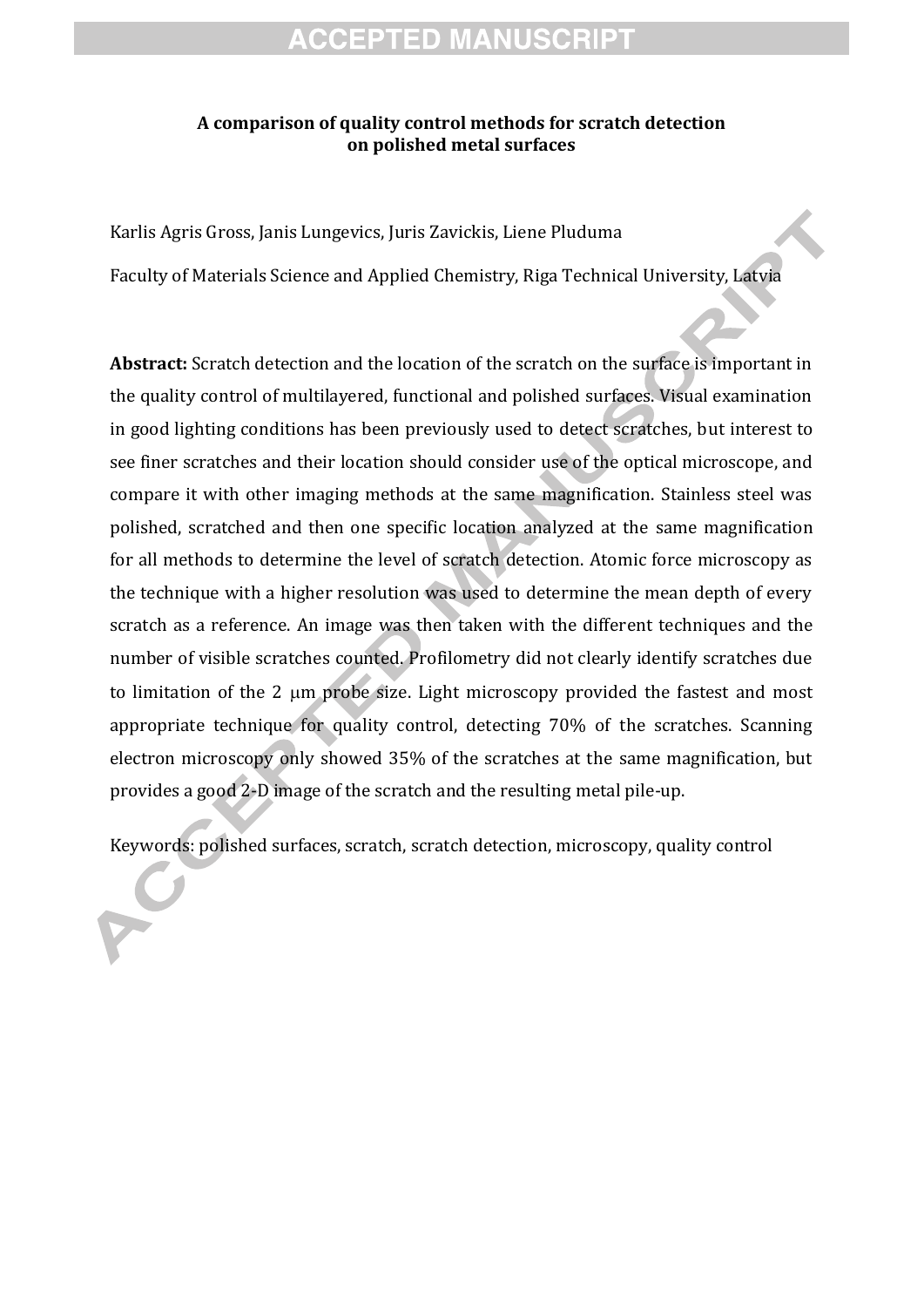**A comparison of quality control methods for scratch detection on polished metal surfaces**

Karlis Agris Gross, Janis Lungevics, Juris Zavickis, Liene Pluduma

Faculty of Materials Science and Applied Chemistry, Riga Technical University, Latvia

**Abstract:** Scratch detection and the location of the scratch on the surface is important in the quality control of multilayered, functional and polished surfaces. Visual examination in good lighting conditions has been previously used to detect scratches, but interest to see finer scratches and their location should consider use of the optical microscope, and compare it with other imaging methods at the same magnification. Stainless steel was polished, scratched and then one specific location analyzed at the same magnification for all methods to determine the level of scratch detection. Atomic force microscopy as the technique with a higher resolution was used to determine the mean depth of every scratch as a reference. An image was then taken with the different techniques and the number of visible scratches counted. Profilometry did not clearly identify scratches due to limitation of the 2 μm probe size. Light microscopy provided the fastest and most appropriate technique for quality control, detecting 70% of the scratches. Scanning electron microscopy only showed 35% of the scratches at the same magnification, but provides a good 2-D image of the scratch and the resulting metal pile-up.

Keywords: polished surfaces, scratch, scratch detection, microscopy, quality control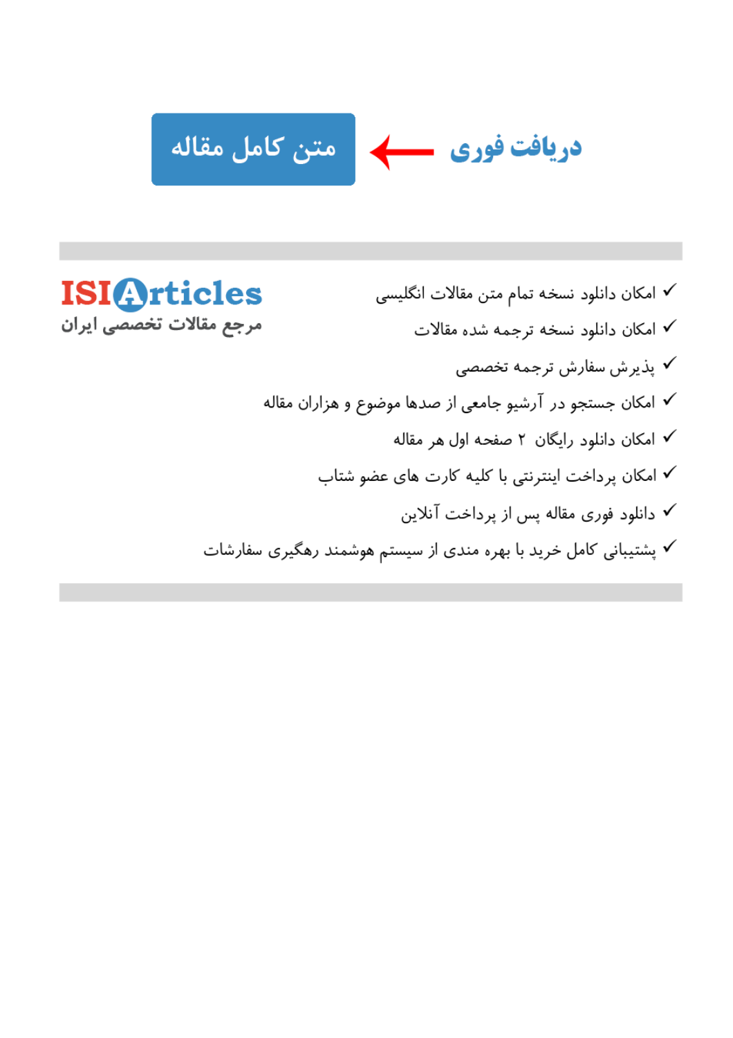دریافت فوری ← متن کامل مقاله

**ISIArticles**

مرجع مقالات تخصصی ایران

- ✓ امکان دانلود نسخه تمام متن مقالات انگلیسی
- ✓ امکان دانلود نسخه ترجمه شده مقالات
- ✓ پذیرش سفارش ترجمه تخصصی
- ✓ امکان جستجو در آرشیو جامعی از صدها موضوع و هزاران مقاله
- ✓ امکان دانلود رایگان ۲ صفحه اول هر مقاله
- ✓ امکان پرداخت اینترنتی با کلیه کارت های عضو شتاب
- ✓ دانلود فوری مقاله پس از پرداخت آنلاین
- ✓ پشتیبانی کامل خرید با بهره مندی از سیستم هوشمند رهگیری سفارشات